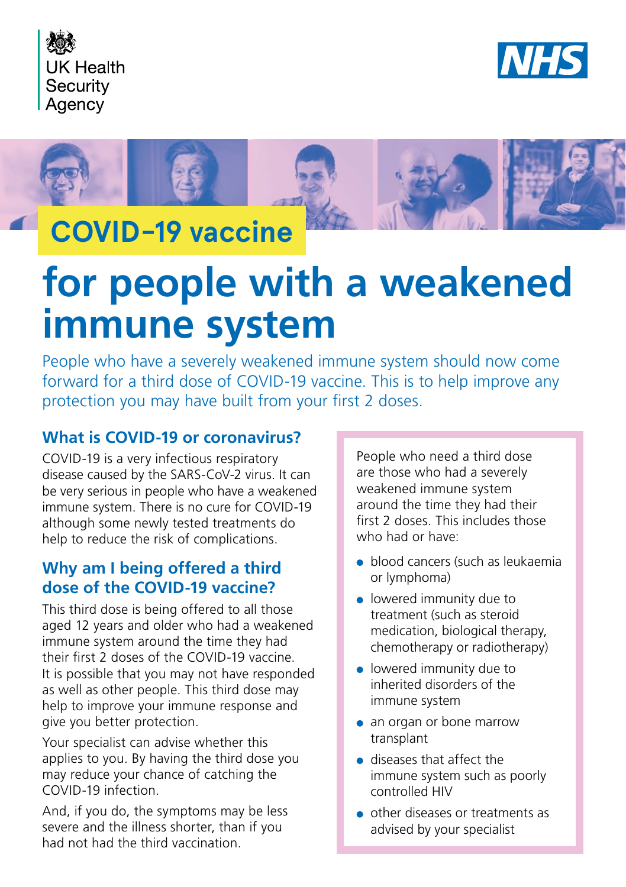UK Health Security Agency

NHS

# COVID-19 vaccine for people with a weakened immune system

People who have a severely weakened immune system should now come forward for a third dose of COVID-19 vaccine. This is to help improve any protection you may have built from your first 2 doses.

## What is COVID-19 or coronavirus?

COVID-19 is a very infectious respiratory disease caused by the SARS-CoV-2 virus. It can be very serious in people who have a weakened immune system. There is no cure for COVID-19 although some newly tested treatments do help to reduce the risk of complications.

## Why am I being offered a third dose of the COVID-19 vaccine?

This third dose is being offered to all those aged 12 years and older who had a weakened immune system around the time they had their first 2 doses of the COVID-19 vaccine. It is possible that you may not have responded as well as other people. This third dose may help to improve your immune response and give you better protection.

Your specialist can advise whether this applies to you. By having the third dose you may reduce your chance of catching the COVID-19 infection.

And, if you do, the symptoms may be less severe and the illness shorter, than if you had not had the third vaccination.

People who need a third dose are those who had a severely weakened immune system around the time they had their first 2 doses. This includes those who had or have:

- blood cancers (such as leukaemia or lymphoma)
- lowered immunity due to treatment (such as steroid medication, biological therapy, chemotherapy or radiotherapy)
- lowered immunity due to inherited disorders of the immune system
- an organ or bone marrow transplant
- diseases that affect the immune system such as poorly controlled HIV
- other diseases or treatments as advised by your specialist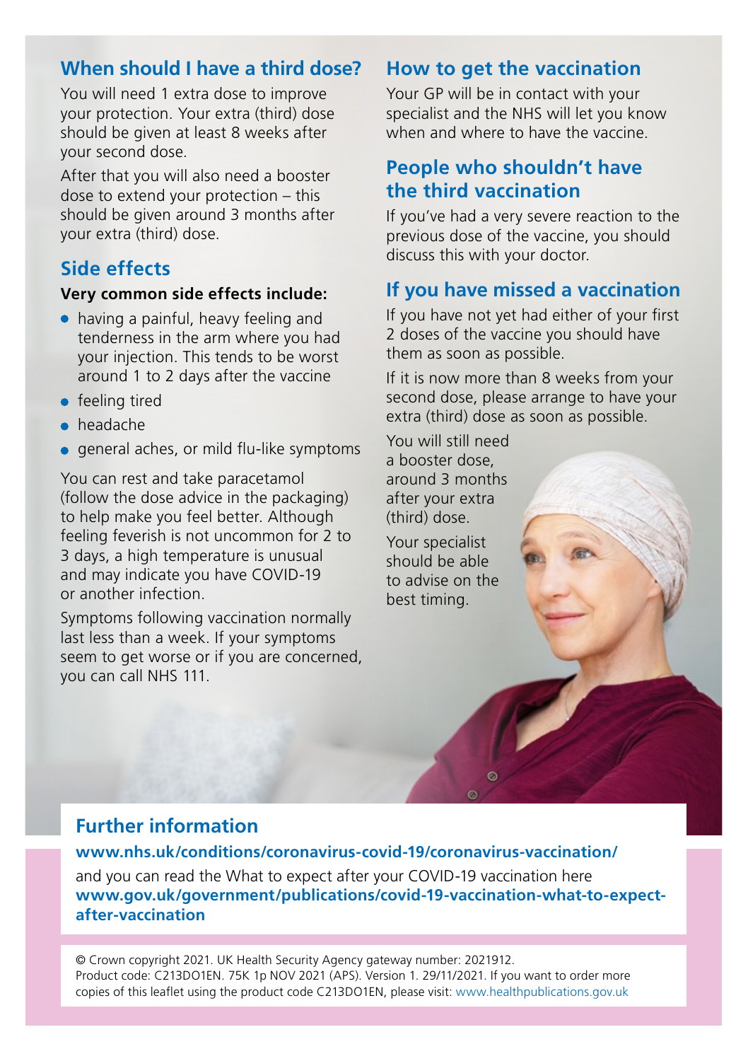## When should I have a third dose?

You will need 1 extra dose to improve your protection. Your extra (third) dose should be given at least 8 weeks after your second dose.

After that you will also need a booster dose to extend your protection – this should be given around 3 months after your extra (third) dose.

## Side effects

**Very common side effects include:**

- having a painful, heavy feeling and tenderness in the arm where you had your injection. This tends to be worst around 1 to 2 days after the vaccine
- feeling tired
- headache
- general aches, or mild flu-like symptoms

You can rest and take paracetamol (follow the dose advice in the packaging) to help make you feel better. Although feeling feverish is not uncommon for 2 to 3 days, a high temperature is unusual and may indicate you have COVID-19 or another infection.

Symptoms following vaccination normally last less than a week. If your symptoms seem to get worse or if you are concerned, you can call NHS 111.

## How to get the vaccination

Your GP will be in contact with your specialist and the NHS will let you know when and where to have the vaccine.

## People who shouldn't have the third vaccination

If you've had a very severe reaction to the previous dose of the vaccine, you should discuss this with your doctor.

## If you have missed a vaccination

If you have not yet had either of your first 2 doses of the vaccine you should have them as soon as possible.

If it is now more than 8 weeks from your second dose, please arrange to have your extra (third) dose as soon as possible.

You will still need a booster dose, around 3 months after your extra (third) dose.

Your specialist should be able to advise on the best timing.

## Further information

**www.nhs.uk/conditions/coronavirus-covid-19/coronavirus-vaccination/**

and you can read the What to expect after your COVID-19 vaccination here **www.gov.uk/government/publications/covid-19-vaccination-what-to-expect-after-vaccination**

© Crown copyright 2021. UK Health Security Agency gateway number: 2021912.
Product code: C213DO1EN. 75K 1p NOV 2021 (APS). Version 1. 29/11/2021. If you want to order more copies of this leaflet using the product code C213DO1EN, please visit: www.healthpublications.gov.uk